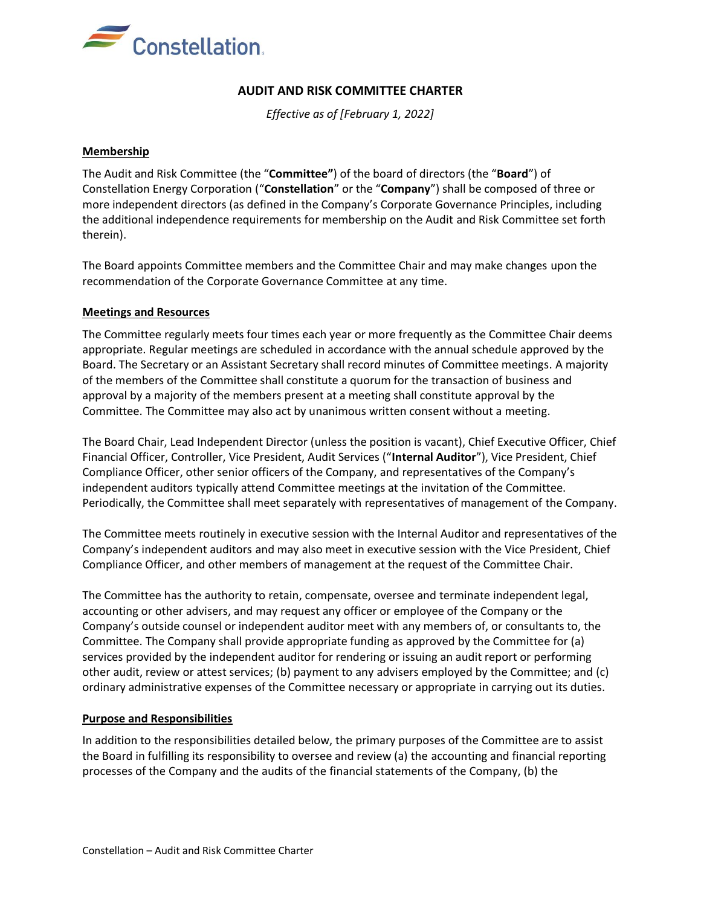# AUDIT AND RISK COMMITTEE CHARTER

*Effective as of [February 1, 2022]*

## Membership

The Audit and Risk Committee (the "**Committee"**) of the board of directors (the "**Board**") of Constellation Energy Corporation ("**Constellation**" or the "**Company**") shall be composed of three or more independent directors (as defined in the Company's Corporate Governance Principles, including the additional independence requirements for membership on the Audit and Risk Committee set forth therein).

The Board appoints Committee members and the Committee Chair and may make changes upon the recommendation of the Corporate Governance Committee at any time.

## Meetings and Resources

The Committee regularly meets four times each year or more frequently as the Committee Chair deems appropriate. Regular meetings are scheduled in accordance with the annual schedule approved by the Board. The Secretary or an Assistant Secretary shall record minutes of Committee meetings. A majority of the members of the Committee shall constitute a quorum for the transaction of business and approval by a majority of the members present at a meeting shall constitute approval by the Committee. The Committee may also act by unanimous written consent without a meeting.

The Board Chair, Lead Independent Director (unless the position is vacant), Chief Executive Officer, Chief Financial Officer, Controller, Vice President, Audit Services ("**Internal Auditor**"), Vice President, Chief Compliance Officer, other senior officers of the Company, and representatives of the Company's independent auditors typically attend Committee meetings at the invitation of the Committee. Periodically, the Committee shall meet separately with representatives of management of the Company.

The Committee meets routinely in executive session with the Internal Auditor and representatives of the Company's independent auditors and may also meet in executive session with the Vice President, Chief Compliance Officer, and other members of management at the request of the Committee Chair.

The Committee has the authority to retain, compensate, oversee and terminate independent legal, accounting or other advisers, and may request any officer or employee of the Company or the Company's outside counsel or independent auditor meet with any members of, or consultants to, the Committee. The Company shall provide appropriate funding as approved by the Committee for (a) services provided by the independent auditor for rendering or issuing an audit report or performing other audit, review or attest services; (b) payment to any advisers employed by the Committee; and (c) ordinary administrative expenses of the Committee necessary or appropriate in carrying out its duties.

## Purpose and Responsibilities

In addition to the responsibilities detailed below, the primary purposes of the Committee are to assist the Board in fulfilling its responsibility to oversee and review (a) the accounting and financial reporting processes of the Company and the audits of the financial statements of the Company, (b) the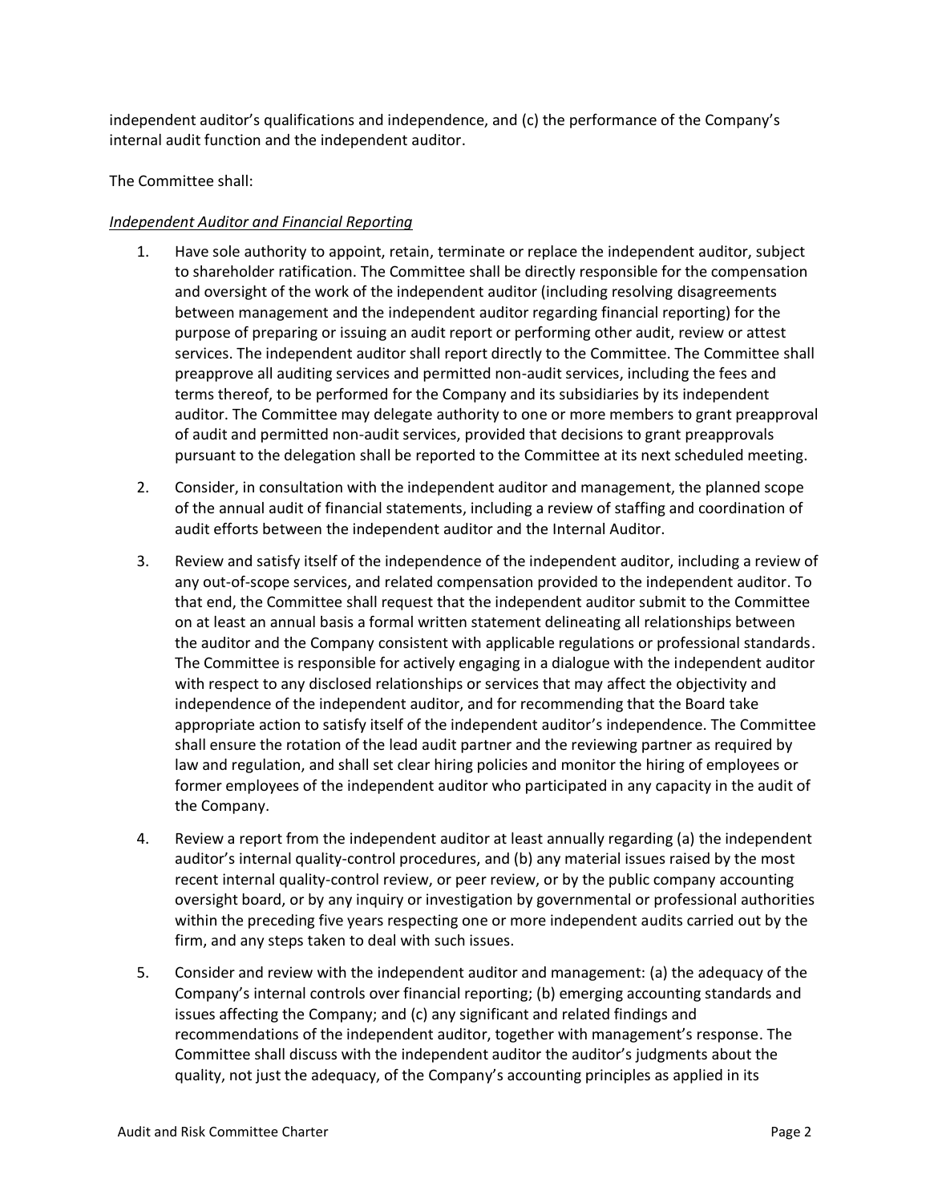independent auditor's qualifications and independence, and (c) the performance of the Company's internal audit function and the independent auditor.

The Committee shall:

*Independent Auditor and Financial Reporting*

1. Have sole authority to appoint, retain, terminate or replace the independent auditor, subject to shareholder ratification. The Committee shall be directly responsible for the compensation and oversight of the work of the independent auditor (including resolving disagreements between management and the independent auditor regarding financial reporting) for the purpose of preparing or issuing an audit report or performing other audit, review or attest services. The independent auditor shall report directly to the Committee. The Committee shall preapprove all auditing services and permitted non-audit services, including the fees and terms thereof, to be performed for the Company and its subsidiaries by its independent auditor. The Committee may delegate authority to one or more members to grant preapproval of audit and permitted non-audit services, provided that decisions to grant preapprovals pursuant to the delegation shall be reported to the Committee at its next scheduled meeting.

2. Consider, in consultation with the independent auditor and management, the planned scope of the annual audit of financial statements, including a review of staffing and coordination of audit efforts between the independent auditor and the Internal Auditor.

3. Review and satisfy itself of the independence of the independent auditor, including a review of any out-of-scope services, and related compensation provided to the independent auditor. To that end, the Committee shall request that the independent auditor submit to the Committee on at least an annual basis a formal written statement delineating all relationships between the auditor and the Company consistent with applicable regulations or professional standards. The Committee is responsible for actively engaging in a dialogue with the independent auditor with respect to any disclosed relationships or services that may affect the objectivity and independence of the independent auditor, and for recommending that the Board take appropriate action to satisfy itself of the independent auditor's independence. The Committee shall ensure the rotation of the lead audit partner and the reviewing partner as required by law and regulation, and shall set clear hiring policies and monitor the hiring of employees or former employees of the independent auditor who participated in any capacity in the audit of the Company.

4. Review a report from the independent auditor at least annually regarding (a) the independent auditor's internal quality-control procedures, and (b) any material issues raised by the most recent internal quality-control review, or peer review, or by the public company accounting oversight board, or by any inquiry or investigation by governmental or professional authorities within the preceding five years respecting one or more independent audits carried out by the firm, and any steps taken to deal with such issues.

5. Consider and review with the independent auditor and management: (a) the adequacy of the Company's internal controls over financial reporting; (b) emerging accounting standards and issues affecting the Company; and (c) any significant and related findings and recommendations of the independent auditor, together with management's response. The Committee shall discuss with the independent auditor the auditor's judgments about the quality, not just the adequacy, of the Company's accounting principles as applied in its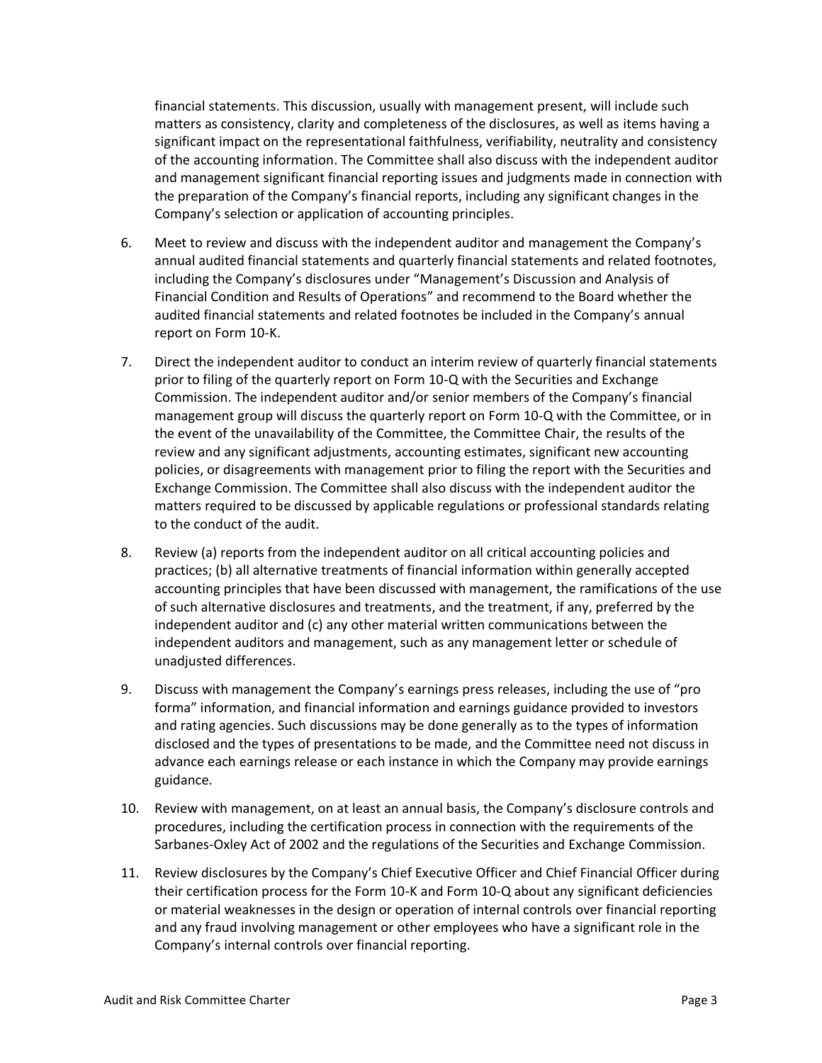financial statements. This discussion, usually with management present, will include such matters as consistency, clarity and completeness of the disclosures, as well as items having a significant impact on the representational faithfulness, verifiability, neutrality and consistency of the accounting information. The Committee shall also discuss with the independent auditor and management significant financial reporting issues and judgments made in connection with the preparation of the Company's financial reports, including any significant changes in the Company's selection or application of accounting principles.

6. Meet to review and discuss with the independent auditor and management the Company's annual audited financial statements and quarterly financial statements and related footnotes, including the Company's disclosures under "Management's Discussion and Analysis of Financial Condition and Results of Operations" and recommend to the Board whether the audited financial statements and related footnotes be included in the Company's annual report on Form 10-K.

7. Direct the independent auditor to conduct an interim review of quarterly financial statements prior to filing of the quarterly report on Form 10-Q with the Securities and Exchange Commission. The independent auditor and/or senior members of the Company's financial management group will discuss the quarterly report on Form 10-Q with the Committee, or in the event of the unavailability of the Committee, the Committee Chair, the results of the review and any significant adjustments, accounting estimates, significant new accounting policies, or disagreements with management prior to filing the report with the Securities and Exchange Commission. The Committee shall also discuss with the independent auditor the matters required to be discussed by applicable regulations or professional standards relating to the conduct of the audit.

8. Review (a) reports from the independent auditor on all critical accounting policies and practices; (b) all alternative treatments of financial information within generally accepted accounting principles that have been discussed with management, the ramifications of the use of such alternative disclosures and treatments, and the treatment, if any, preferred by the independent auditor and (c) any other material written communications between the independent auditors and management, such as any management letter or schedule of unadjusted differences.

9. Discuss with management the Company's earnings press releases, including the use of "pro forma" information, and financial information and earnings guidance provided to investors and rating agencies. Such discussions may be done generally as to the types of information disclosed and the types of presentations to be made, and the Committee need not discuss in advance each earnings release or each instance in which the Company may provide earnings guidance.

10. Review with management, on at least an annual basis, the Company's disclosure controls and procedures, including the certification process in connection with the requirements of the Sarbanes-Oxley Act of 2002 and the regulations of the Securities and Exchange Commission.

11. Review disclosures by the Company's Chief Executive Officer and Chief Financial Officer during their certification process for the Form 10-K and Form 10-Q about any significant deficiencies or material weaknesses in the design or operation of internal controls over financial reporting and any fraud involving management or other employees who have a significant role in the Company's internal controls over financial reporting.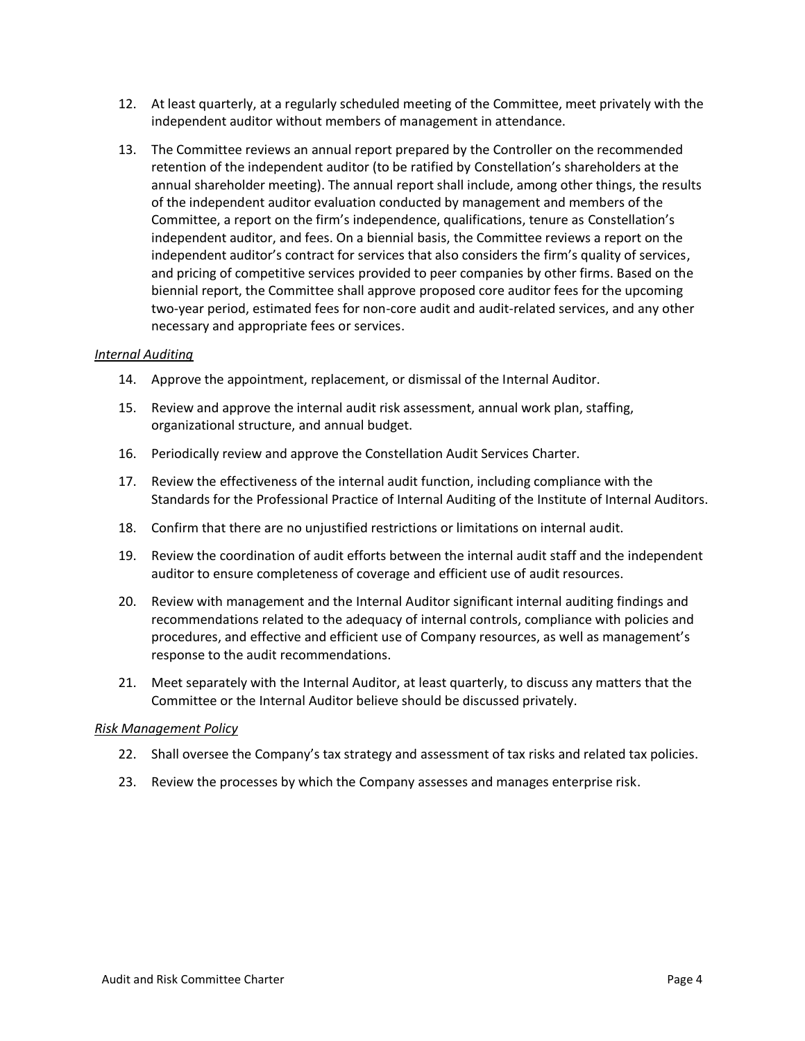12. At least quarterly, at a regularly scheduled meeting of the Committee, meet privately with the independent auditor without members of management in attendance.

13. The Committee reviews an annual report prepared by the Controller on the recommended retention of the independent auditor (to be ratified by Constellation's shareholders at the annual shareholder meeting). The annual report shall include, among other things, the results of the independent auditor evaluation conducted by management and members of the Committee, a report on the firm's independence, qualifications, tenure as Constellation's independent auditor, and fees. On a biennial basis, the Committee reviews a report on the independent auditor's contract for services that also considers the firm's quality of services, and pricing of competitive services provided to peer companies by other firms. Based on the biennial report, the Committee shall approve proposed core auditor fees for the upcoming two-year period, estimated fees for non-core audit and audit-related services, and any other necessary and appropriate fees or services.

*Internal Auditing*

14. Approve the appointment, replacement, or dismissal of the Internal Auditor.

15. Review and approve the internal audit risk assessment, annual work plan, staffing, organizational structure, and annual budget.

16. Periodically review and approve the Constellation Audit Services Charter.

17. Review the effectiveness of the internal audit function, including compliance with the Standards for the Professional Practice of Internal Auditing of the Institute of Internal Auditors.

18. Confirm that there are no unjustified restrictions or limitations on internal audit.

19. Review the coordination of audit efforts between the internal audit staff and the independent auditor to ensure completeness of coverage and efficient use of audit resources.

20. Review with management and the Internal Auditor significant internal auditing findings and recommendations related to the adequacy of internal controls, compliance with policies and procedures, and effective and efficient use of Company resources, as well as management's response to the audit recommendations.

21. Meet separately with the Internal Auditor, at least quarterly, to discuss any matters that the Committee or the Internal Auditor believe should be discussed privately.

*Risk Management Policy*

22. Shall oversee the Company's tax strategy and assessment of tax risks and related tax policies.

23. Review the processes by which the Company assesses and manages enterprise risk.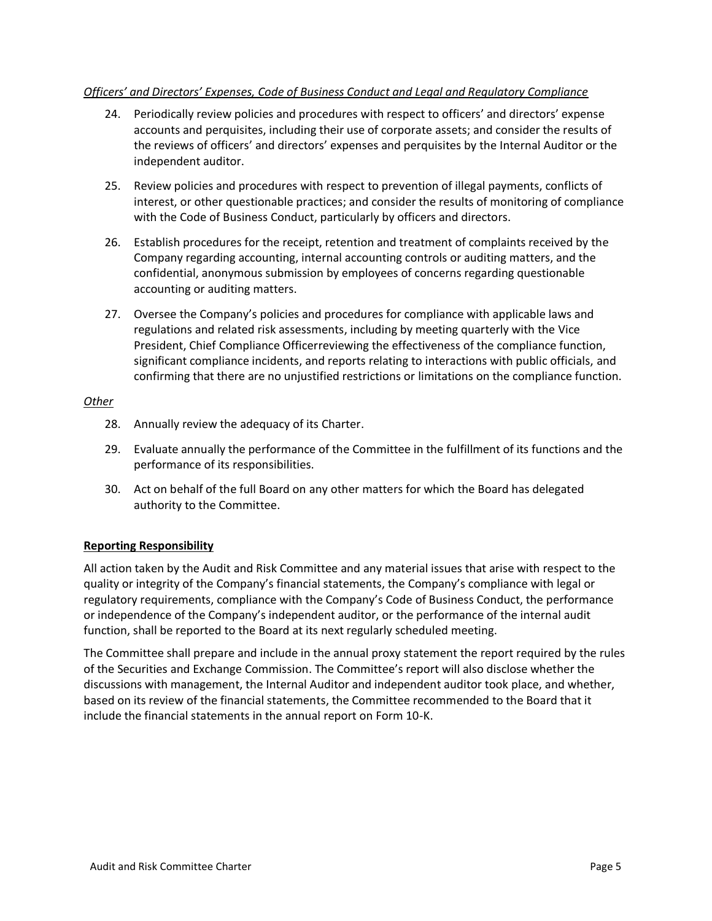*Officers' and Directors' Expenses, Code of Business Conduct and Legal and Regulatory Compliance*

24. Periodically review policies and procedures with respect to officers' and directors' expense accounts and perquisites, including their use of corporate assets; and consider the results of the reviews of officers' and directors' expenses and perquisites by the Internal Auditor or the independent auditor.

25. Review policies and procedures with respect to prevention of illegal payments, conflicts of interest, or other questionable practices; and consider the results of monitoring of compliance with the Code of Business Conduct, particularly by officers and directors.

26. Establish procedures for the receipt, retention and treatment of complaints received by the Company regarding accounting, internal accounting controls or auditing matters, and the confidential, anonymous submission by employees of concerns regarding questionable accounting or auditing matters.

27. Oversee the Company's policies and procedures for compliance with applicable laws and regulations and related risk assessments, including by meeting quarterly with the Vice President, Chief Compliance Officerreviewing the effectiveness of the compliance function, significant compliance incidents, and reports relating to interactions with public officials, and confirming that there are no unjustified restrictions or limitations on the compliance function.

*Other*

28. Annually review the adequacy of its Charter.

29. Evaluate annually the performance of the Committee in the fulfillment of its functions and the performance of its responsibilities.

30. Act on behalf of the full Board on any other matters for which the Board has delegated authority to the Committee.

**Reporting Responsibility**

All action taken by the Audit and Risk Committee and any material issues that arise with respect to the quality or integrity of the Company's financial statements, the Company's compliance with legal or regulatory requirements, compliance with the Company's Code of Business Conduct, the performance or independence of the Company's independent auditor, or the performance of the internal audit function, shall be reported to the Board at its next regularly scheduled meeting.

The Committee shall prepare and include in the annual proxy statement the report required by the rules of the Securities and Exchange Commission. The Committee's report will also disclose whether the discussions with management, the Internal Auditor and independent auditor took place, and whether, based on its review of the financial statements, the Committee recommended to the Board that it include the financial statements in the annual report on Form 10-K.